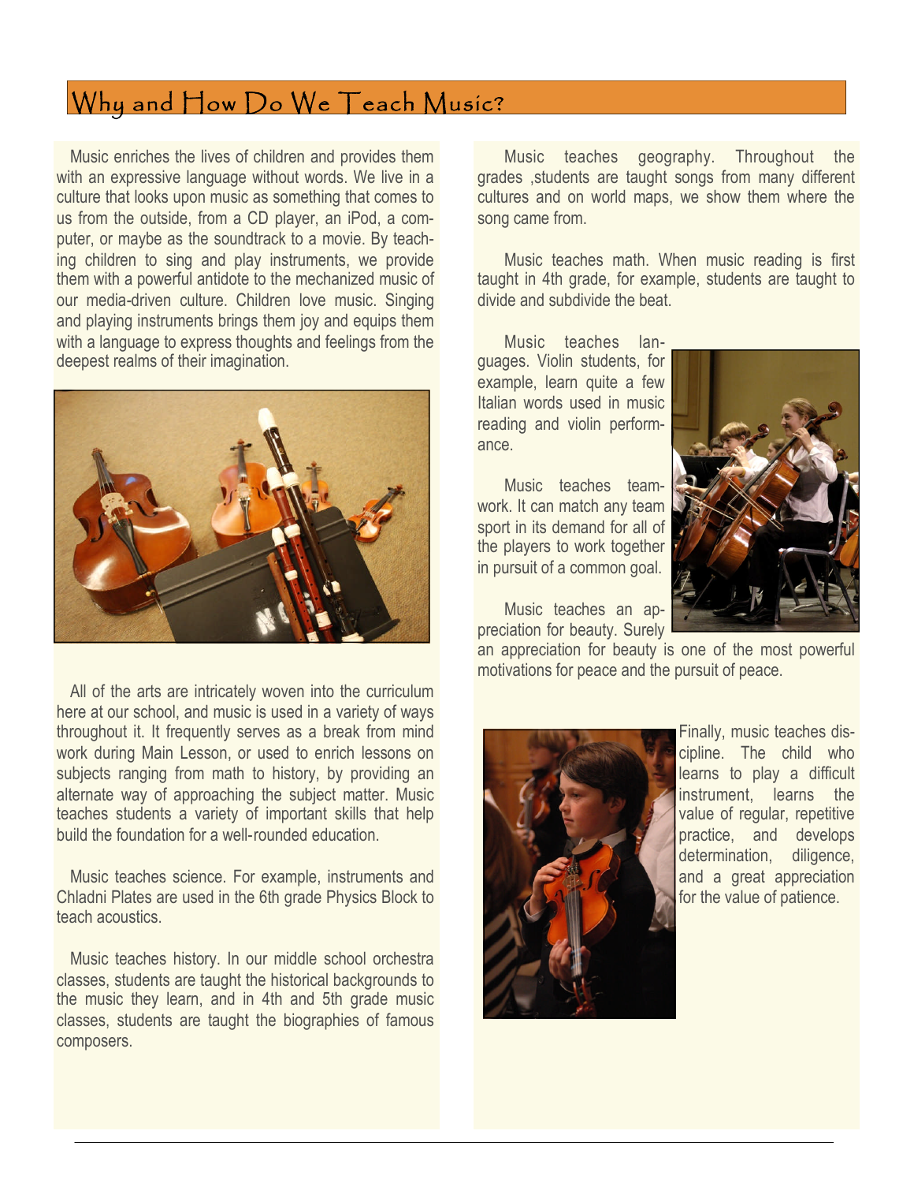# Why and How Do We Teach Music?

Music enriches the lives of children and provides them with an expressive language without words. We live in a culture that looks upon music as something that comes to us from the outside, from a CD player, an iPod, a computer, or maybe as the soundtrack to a movie. By teaching children to sing and play instruments, we provide them with a powerful antidote to the mechanized music of our media-driven culture. Children love music. Singing and playing instruments brings them joy and equips them with a language to express thoughts and feelings from the deepest realms of their imagination.

All of the arts are intricately woven into the curriculum here at our school, and music is used in a variety of ways throughout it. It frequently serves as a break from mind work during Main Lesson, or used to enrich lessons on subjects ranging from math to history, by providing an alternate way of approaching the subject matter. Music teaches students a variety of important skills that help build the foundation for a well-rounded education.

Music teaches science. For example, instruments and Chladni Plates are used in the 6th grade Physics Block to teach acoustics.

Music teaches history. In our middle school orchestra classes, students are taught the historical backgrounds to the music they learn, and in 4th and 5th grade music classes, students are taught the biographies of famous composers.

Music teaches geography. Throughout the grades ,students are taught songs from many different cultures and on world maps, we show them where the song came from.

Music teaches math. When music reading is first taught in 4th grade, for example, students are taught to divide and subdivide the beat.

Music teaches languages. Violin students, for example, learn quite a few Italian words used in music reading and violin performance.

Music teaches teamwork. It can match any team sport in its demand for all of the players to work together in pursuit of a common goal.

Music teaches an appreciation for beauty. Surely an appreciation for beauty is one of the most powerful motivations for peace and the pursuit of peace.

Finally, music teaches discipline. The child who learns to play a difficult instrument, learns the value of regular, repetitive practice, and develops determination, diligence, and a great appreciation for the value of patience.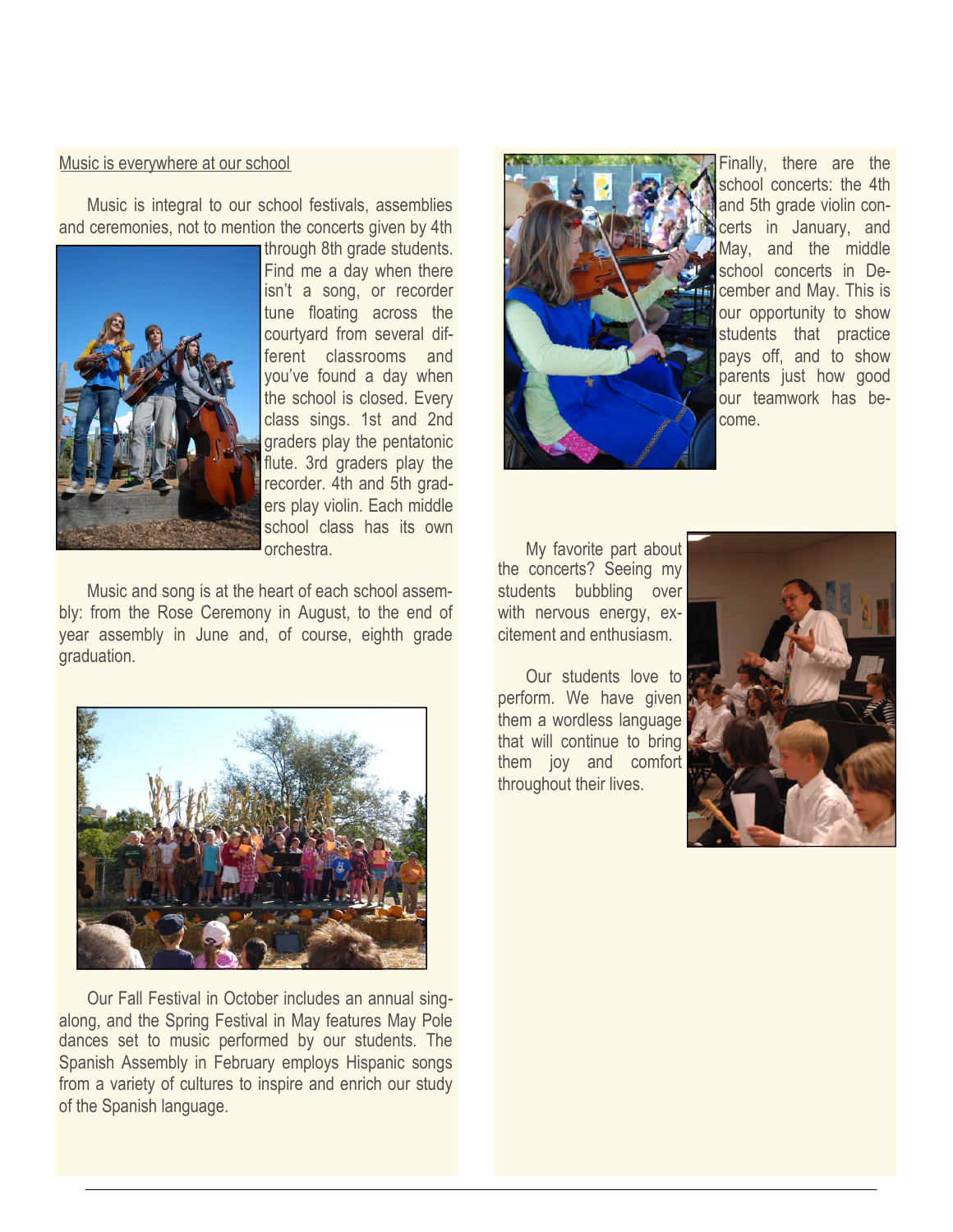Music is everywhere at our school

Music is integral to our school festivals, assemblies and ceremonies, not to mention the concerts given by 4th through 8th grade students. Find me a day when there isn't a song, or recorder tune floating across the courtyard from several different classrooms and you've found a day when the school is closed. Every class sings. 1st and 2nd graders play the pentatonic flute. 3rd graders play the recorder. 4th and 5th graders play violin. Each middle school class has its own orchestra.

Music and song is at the heart of each school assembly: from the Rose Ceremony in August, to the end of year assembly in June and, of course, eighth grade graduation.

Our Fall Festival in October includes an annual sing-along, and the Spring Festival in May features May Pole dances set to music performed by our students. The Spanish Assembly in February employs Hispanic songs from a variety of cultures to inspire and enrich our study of the Spanish language.

Finally, there are the school concerts: the 4th and 5th grade violin concerts in January, and May, and the middle school concerts in December and May. This is our opportunity to show students that practice pays off, and to show parents just how good our teamwork has become.

My favorite part about the concerts? Seeing my students bubbling over with nervous energy, excitement and enthusiasm.

Our students love to perform. We have given them a wordless language that will continue to bring them joy and comfort throughout their lives.